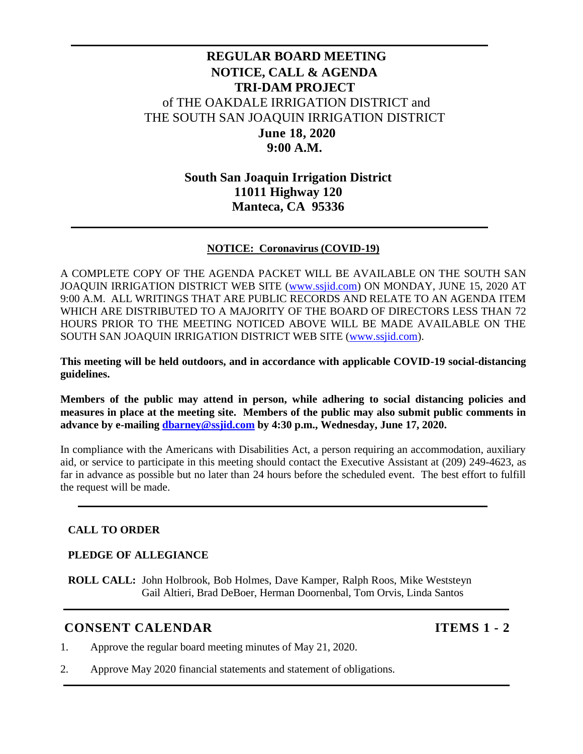# REGULAR BOARD MEETING
# NOTICE, CALL & AGENDA
# TRI-DAM PROJECT

of THE OAKDALE IRRIGATION DISTRICT and
THE SOUTH SAN JOAQUIN IRRIGATION DISTRICT

**June 18, 2020**
**9:00 A.M.**

**South San Joaquin Irrigation District**
**11011 Highway 120**
**Manteca, CA 95336**

---

**NOTICE: Coronavirus (COVID-19)**

A COMPLETE COPY OF THE AGENDA PACKET WILL BE AVAILABLE ON THE SOUTH SAN JOAQUIN IRRIGATION DISTRICT WEB SITE (www.ssjid.com) ON MONDAY, JUNE 15, 2020 AT 9:00 A.M. ALL WRITINGS THAT ARE PUBLIC RECORDS AND RELATE TO AN AGENDA ITEM WHICH ARE DISTRIBUTED TO A MAJORITY OF THE BOARD OF DIRECTORS LESS THAN 72 HOURS PRIOR TO THE MEETING NOTICED ABOVE WILL BE MADE AVAILABLE ON THE SOUTH SAN JOAQUIN IRRIGATION DISTRICT WEB SITE (www.ssjid.com).

**This meeting will be held outdoors, and in accordance with applicable COVID-19 social-distancing guidelines.**

**Members of the public may attend in person, while adhering to social distancing policies and measures in place at the meeting site. Members of the public may also submit public comments in advance by e-mailing dbarney@ssjid.com by 4:30 p.m., Wednesday, June 17, 2020.**

In compliance with the Americans with Disabilities Act, a person requiring an accommodation, auxiliary aid, or service to participate in this meeting should contact the Executive Assistant at (209) 249-4623, as far in advance as possible but no later than 24 hours before the scheduled event. The best effort to fulfill the request will be made.

---

**CALL TO ORDER**

**PLEDGE OF ALLEGIANCE**

**ROLL CALL:** John Holbrook, Bob Holmes, Dave Kamper, Ralph Roos, Mike Weststeyn
Gail Altieri, Brad DeBoer, Herman Doornenbal, Tom Orvis, Linda Santos

---

## CONSENT CALENDAR — ITEMS 1 - 2

1. Approve the regular board meeting minutes of May 21, 2020.
2. Approve May 2020 financial statements and statement of obligations.

---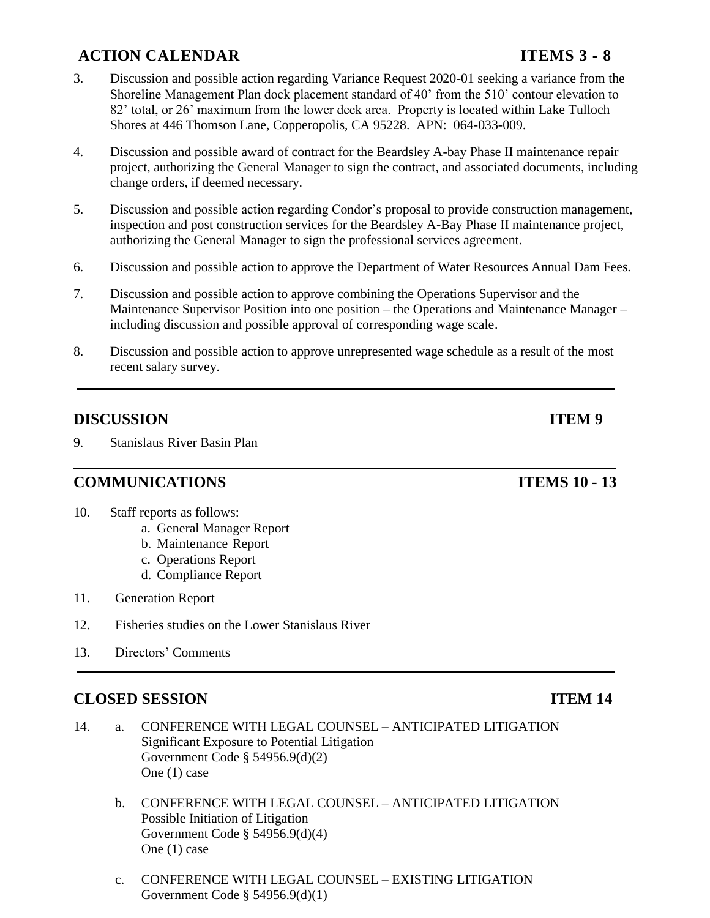## ACTION CALENDAR ITEMS 3 - 8

3. Discussion and possible action regarding Variance Request 2020-01 seeking a variance from the Shoreline Management Plan dock placement standard of 40' from the 510' contour elevation to 82' total, or 26' maximum from the lower deck area. Property is located within Lake Tulloch Shores at 446 Thomson Lane, Copperopolis, CA 95228. APN: 064-033-009.

4. Discussion and possible award of contract for the Beardsley A-bay Phase II maintenance repair project, authorizing the General Manager to sign the contract, and associated documents, including change orders, if deemed necessary.

5. Discussion and possible action regarding Condor's proposal to provide construction management, inspection and post construction services for the Beardsley A-Bay Phase II maintenance project, authorizing the General Manager to sign the professional services agreement.

6. Discussion and possible action to approve the Department of Water Resources Annual Dam Fees.

7. Discussion and possible action to approve combining the Operations Supervisor and the Maintenance Supervisor Position into one position – the Operations and Maintenance Manager – including discussion and possible approval of corresponding wage scale.

8. Discussion and possible action to approve unrepresented wage schedule as a result of the most recent salary survey.

---

## DISCUSSION ITEM 9

9. Stanislaus River Basin Plan

---

## COMMUNICATIONS ITEMS 10 - 13

10. Staff reports as follows:
    a. General Manager Report
    b. Maintenance Report
    c. Operations Report
    d. Compliance Report

11. Generation Report

12. Fisheries studies on the Lower Stanislaus River

13. Directors' Comments

---

## CLOSED SESSION ITEM 14

14. a. CONFERENCE WITH LEGAL COUNSEL – ANTICIPATED LITIGATION
    Significant Exposure to Potential Litigation
    Government Code § 54956.9(d)(2)
    One (1) case

    b. CONFERENCE WITH LEGAL COUNSEL – ANTICIPATED LITIGATION
    Possible Initiation of Litigation
    Government Code § 54956.9(d)(4)
    One (1) case

    c. CONFERENCE WITH LEGAL COUNSEL – EXISTING LITIGATION
    Government Code § 54956.9(d)(1)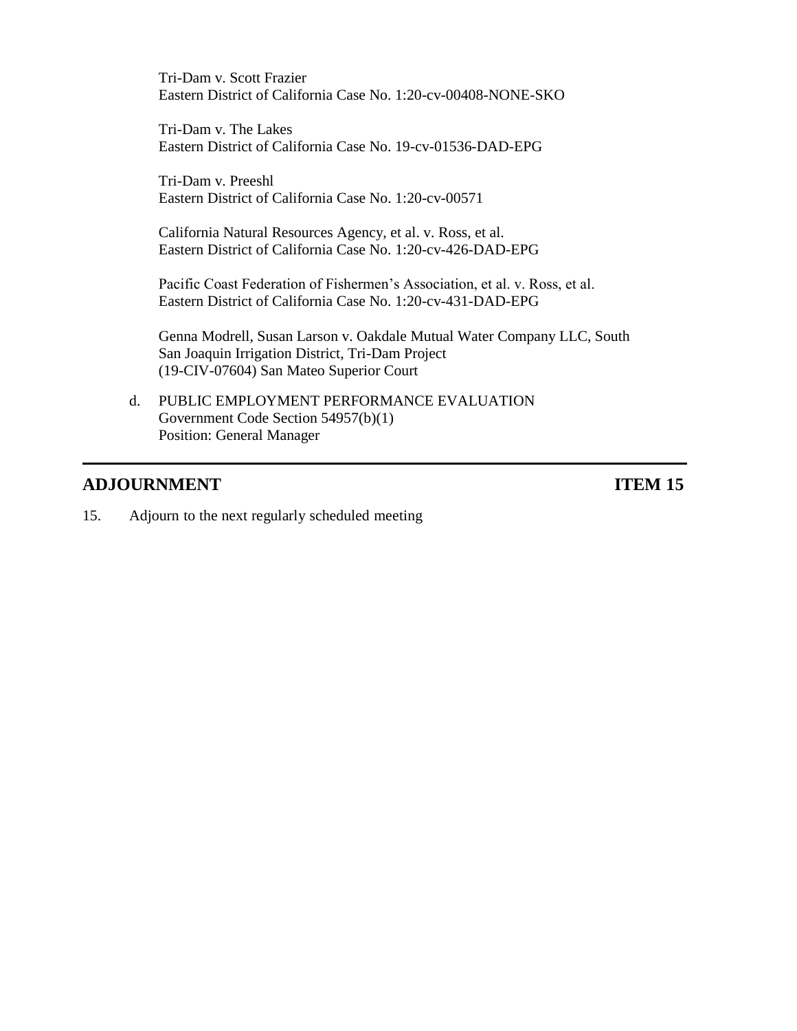Tri-Dam v. Scott Frazier
Eastern District of California Case No. 1:20-cv-00408-NONE-SKO

Tri-Dam v. The Lakes
Eastern District of California Case No. 19-cv-01536-DAD-EPG

Tri-Dam v. Preeshl
Eastern District of California Case No. 1:20-cv-00571

California Natural Resources Agency, et al. v. Ross, et al.
Eastern District of California Case No. 1:20-cv-426-DAD-EPG

Pacific Coast Federation of Fishermen's Association, et al. v. Ross, et al.
Eastern District of California Case No. 1:20-cv-431-DAD-EPG

Genna Modrell, Susan Larson v. Oakdale Mutual Water Company LLC, South San Joaquin Irrigation District, Tri-Dam Project
(19-CIV-07604) San Mateo Superior Court

d. PUBLIC EMPLOYMENT PERFORMANCE EVALUATION
Government Code Section 54957(b)(1)
Position: General Manager

---

## ADJOURNMENT — ITEM 15

15. Adjourn to the next regularly scheduled meeting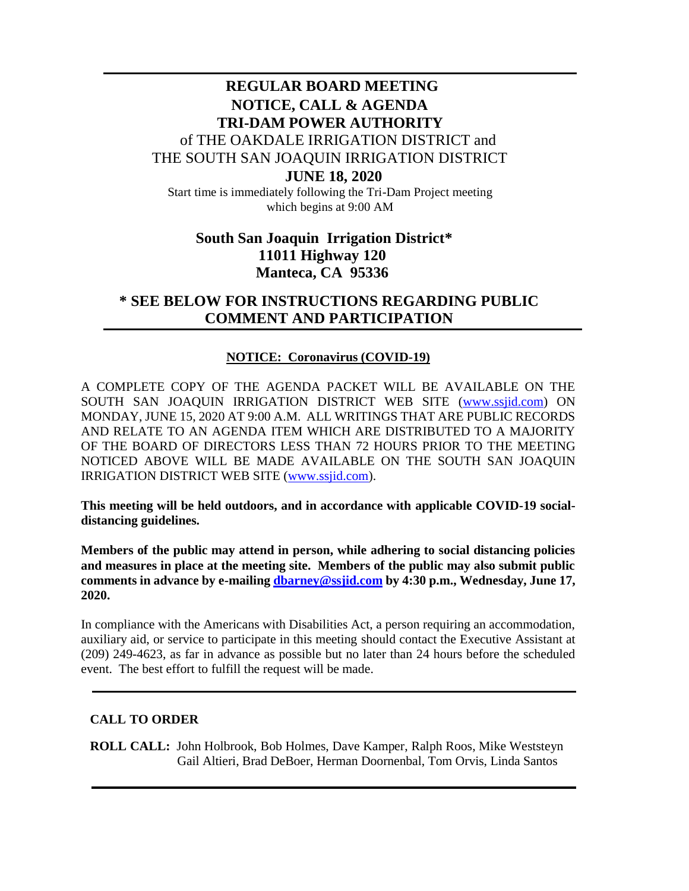# REGULAR BOARD MEETING
# NOTICE, CALL & AGENDA
# TRI-DAM POWER AUTHORITY

of THE OAKDALE IRRIGATION DISTRICT and
THE SOUTH SAN JOAQUIN IRRIGATION DISTRICT

**JUNE 18, 2020**

Start time is immediately following the Tri-Dam Project meeting which begins at 9:00 AM

**South San Joaquin Irrigation District***
**11011 Highway 120**
**Manteca, CA 95336**

**\* SEE BELOW FOR INSTRUCTIONS REGARDING PUBLIC COMMENT AND PARTICIPATION**

---

**NOTICE: Coronavirus (COVID-19)**

A COMPLETE COPY OF THE AGENDA PACKET WILL BE AVAILABLE ON THE SOUTH SAN JOAQUIN IRRIGATION DISTRICT WEB SITE (www.ssjid.com) ON MONDAY, JUNE 15, 2020 AT 9:00 A.M. ALL WRITINGS THAT ARE PUBLIC RECORDS AND RELATE TO AN AGENDA ITEM WHICH ARE DISTRIBUTED TO A MAJORITY OF THE BOARD OF DIRECTORS LESS THAN 72 HOURS PRIOR TO THE MEETING NOTICED ABOVE WILL BE MADE AVAILABLE ON THE SOUTH SAN JOAQUIN IRRIGATION DISTRICT WEB SITE (www.ssjid.com).

**This meeting will be held outdoors, and in accordance with applicable COVID-19 social-distancing guidelines.**

**Members of the public may attend in person, while adhering to social distancing policies and measures in place at the meeting site. Members of the public may also submit public comments in advance by e-mailing dbarney@ssjid.com by 4:30 p.m., Wednesday, June 17, 2020.**

In compliance with the Americans with Disabilities Act, a person requiring an accommodation, auxiliary aid, or service to participate in this meeting should contact the Executive Assistant at (209) 249-4623, as far in advance as possible but no later than 24 hours before the scheduled event. The best effort to fulfill the request will be made.

---

**CALL TO ORDER**

**ROLL CALL:** John Holbrook, Bob Holmes, Dave Kamper, Ralph Roos, Mike Weststeyn
Gail Altieri, Brad DeBoer, Herman Doornenbal, Tom Orvis, Linda Santos

---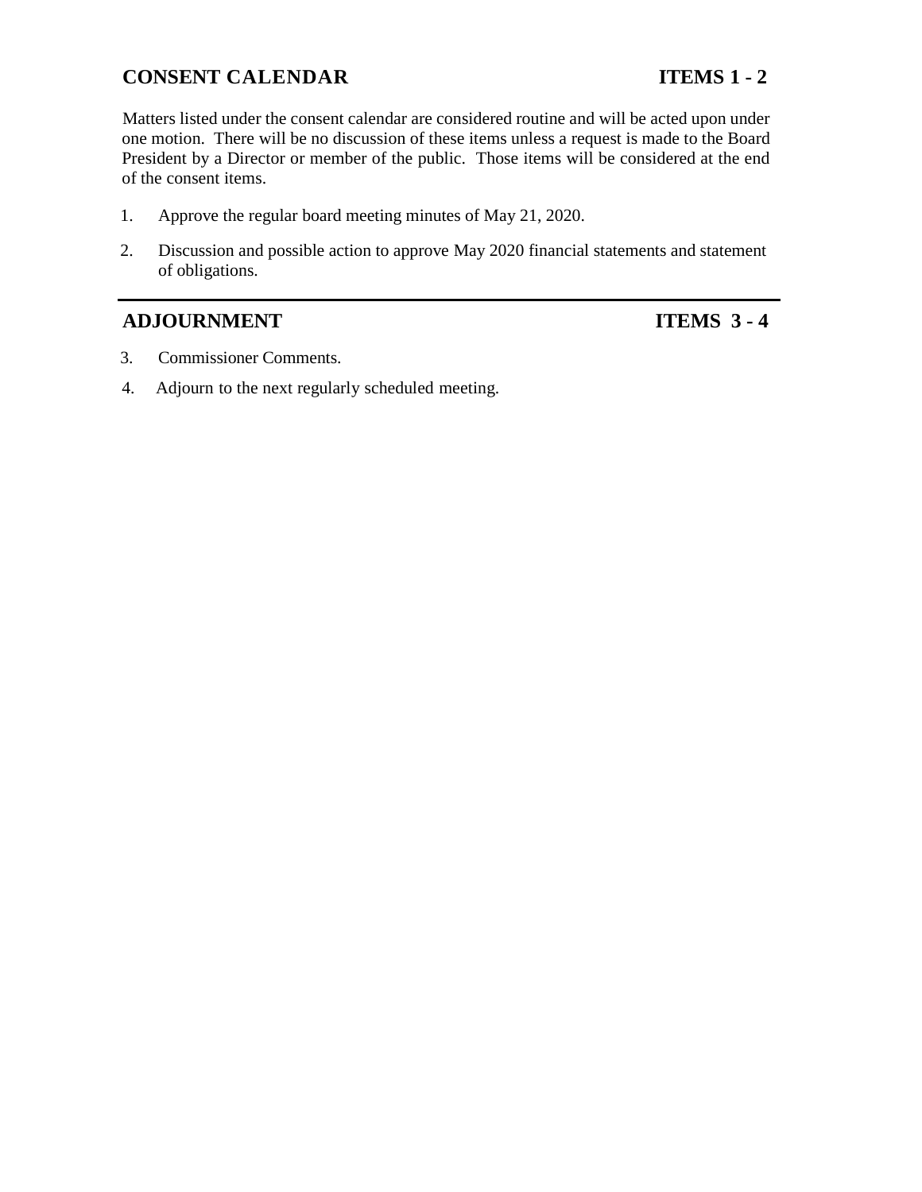## CONSENT CALENDAR ITEMS 1 - 2

Matters listed under the consent calendar are considered routine and will be acted upon under one motion. There will be no discussion of these items unless a request is made to the Board President by a Director or member of the public. Those items will be considered at the end of the consent items.

1. Approve the regular board meeting minutes of May 21, 2020.
2. Discussion and possible action to approve May 2020 financial statements and statement of obligations.

---

## ADJOURNMENT ITEMS 3 - 4

3. Commissioner Comments.
4. Adjourn to the next regularly scheduled meeting.